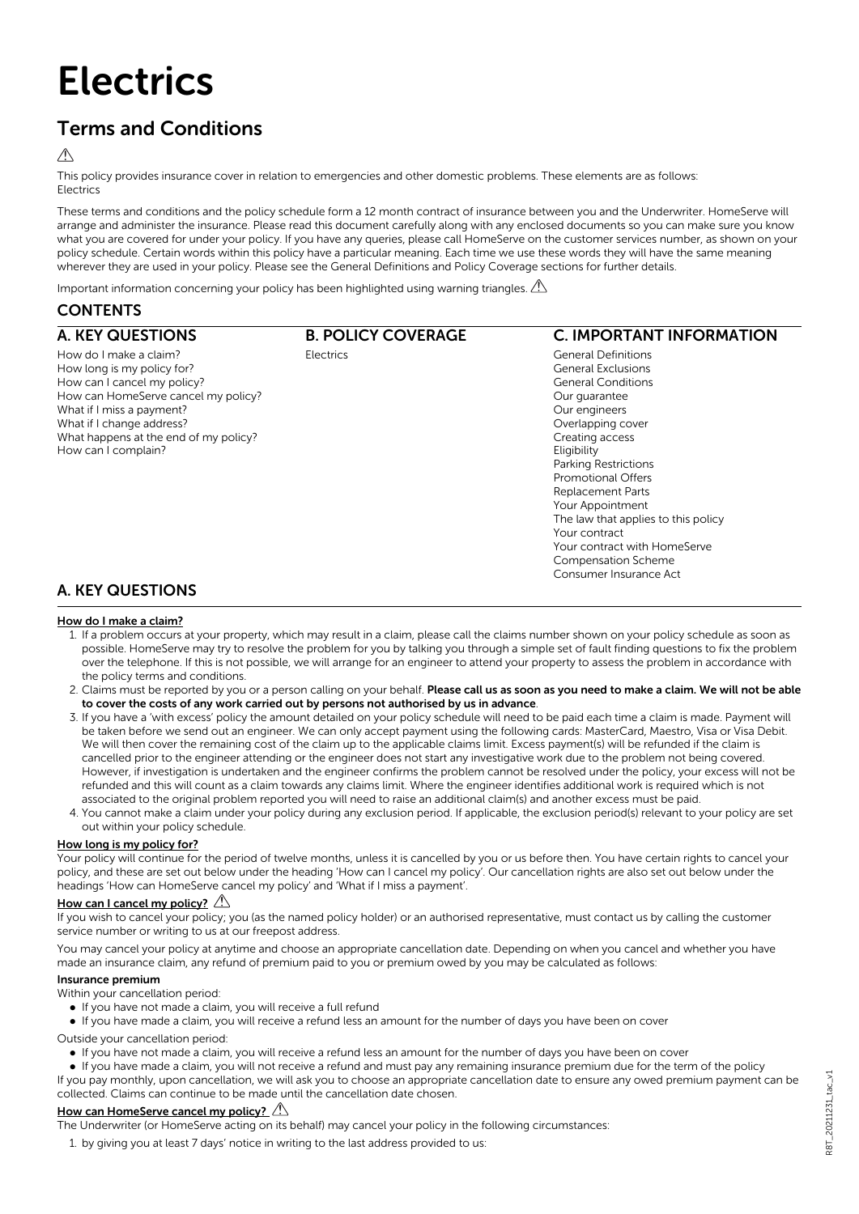# Electrics

## Terms and Conditions

⚠

This policy provides insurance cover in relation to emergencies and other domestic problems. These elements are as follows:
Electrics

These terms and conditions and the policy schedule form a 12 month contract of insurance between you and the Underwriter. HomeServe will arrange and administer the insurance. Please read this document carefully along with any enclosed documents so you can make sure you know what you are covered for under your policy. If you have any queries, please call HomeServe on the customer services number, as shown on your policy schedule. Certain words within this policy have a particular meaning. Each time we use these words they will have the same meaning wherever they are used in your policy. Please see the General Definitions and Policy Coverage sections for further details.

Important information concerning your policy has been highlighted using warning triangles. ⚠

## CONTENTS

### A. KEY QUESTIONS

How do I make a claim?
How long is my policy for?
How can I cancel my policy?
How can HomeServe cancel my policy?
What if I miss a payment?
What if I change address?
What happens at the end of my policy?
How can I complain?

### B. POLICY COVERAGE

Electrics

### C. IMPORTANT INFORMATION

General Definitions
General Exclusions
General Conditions
Our guarantee
Our engineers
Overlapping cover
Creating access
Eligibility
Parking Restrictions
Promotional Offers
Replacement Parts
Your Appointment
The law that applies to this policy
Your contract
Your contract with HomeServe
Compensation Scheme
Consumer Insurance Act

## A. KEY QUESTIONS

### How do I make a claim?

1. If a problem occurs at your property, which may result in a claim, please call the claims number shown on your policy schedule as soon as possible. HomeServe may try to resolve the problem for you by talking you through a simple set of fault finding questions to fix the problem over the telephone. If this is not possible, we will arrange for an engineer to attend your property to assess the problem in accordance with the policy terms and conditions.
2. Claims must be reported by you or a person calling on your behalf. **Please call us as soon as you need to make a claim. We will not be able to cover the costs of any work carried out by persons not authorised by us in advance**.
3. If you have a 'with excess' policy the amount detailed on your policy schedule will need to be paid each time a claim is made. Payment will be taken before we send out an engineer. We can only accept payment using the following cards: MasterCard, Maestro, Visa or Visa Debit. We will then cover the remaining cost of the claim up to the applicable claims limit. Excess payment(s) will be refunded if the claim is cancelled prior to the engineer attending or the engineer does not start any investigative work due to the problem not being covered. However, if investigation is undertaken and the engineer confirms the problem cannot be resolved under the policy, your excess will not be refunded and this will count as a claim towards any claims limit. Where the engineer identifies additional work is required which is not associated to the original problem reported you will need to raise an additional claim(s) and another excess must be paid.
4. You cannot make a claim under your policy during any exclusion period. If applicable, the exclusion period(s) relevant to your policy are set out within your policy schedule.

### How long is my policy for?

Your policy will continue for the period of twelve months, unless it is cancelled by you or us before then. You have certain rights to cancel your policy, and these are set out below under the heading 'How can I cancel my policy'. Our cancellation rights are also set out below under the headings 'How can HomeServe cancel my policy' and 'What if I miss a payment'.

### How can I cancel my policy? ⚠

If you wish to cancel your policy; you (as the named policy holder) or an authorised representative, must contact us by calling the customer service number or writing to us at our freepost address.

You may cancel your policy at anytime and choose an appropriate cancellation date. Depending on when you cancel and whether you have made an insurance claim, any refund of premium paid to you or premium owed by you may be calculated as follows:

**Insurance premium**

Within your cancellation period:

- If you have not made a claim, you will receive a full refund
- If you have made a claim, you will receive a refund less an amount for the number of days you have been on cover

Outside your cancellation period:

- If you have not made a claim, you will receive a refund less an amount for the number of days you have been on cover
- If you have made a claim, you will not receive a refund and must pay any remaining insurance premium due for the term of the policy

If you pay monthly, upon cancellation, we will ask you to choose an appropriate cancellation date to ensure any owed premium payment can be collected. Claims can continue to be made until the cancellation date chosen.

### How can HomeServe cancel my policy? ⚠

The Underwriter (or HomeServe acting on its behalf) may cancel your policy in the following circumstances:

1. by giving you at least 7 days' notice in writing to the last address provided to us: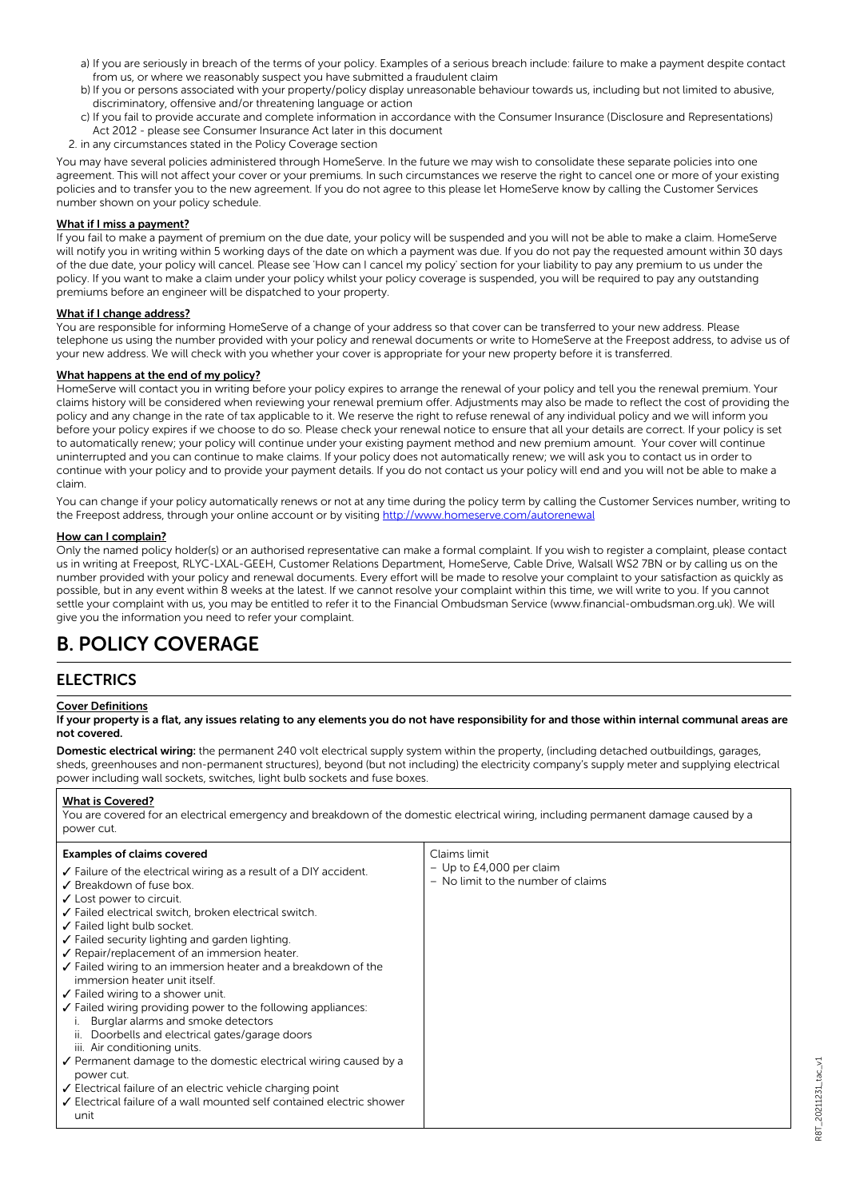a) If you are seriously in breach of the terms of your policy. Examples of a serious breach include: failure to make a payment despite contact from us, or where we reasonably suspect you have submitted a fraudulent claim
b) If you or persons associated with your property/policy display unreasonable behaviour towards us, including but not limited to abusive, discriminatory, offensive and/or threatening language or action
c) If you fail to provide accurate and complete information in accordance with the Consumer Insurance (Disclosure and Representations) Act 2012 - please see Consumer Insurance Act later in this document

2. in any circumstances stated in the Policy Coverage section

You may have several policies administered through HomeServe. In the future we may wish to consolidate these separate policies into one agreement. This will not affect your cover or your premiums. In such circumstances we reserve the right to cancel one or more of your existing policies and to transfer you to the new agreement. If you do not agree to this please let HomeServe know by calling the Customer Services number shown on your policy schedule.

**What if I miss a payment?**

If you fail to make a payment of premium on the due date, your policy will be suspended and you will not be able to make a claim. HomeServe will notify you in writing within 5 working days of the date on which a payment was due. If you do not pay the requested amount within 30 days of the due date, your policy will cancel. Please see 'How can I cancel my policy' section for your liability to pay any premium to us under the policy. If you want to make a claim under your policy whilst your policy coverage is suspended, you will be required to pay any outstanding premiums before an engineer will be dispatched to your property.

**What if I change address?**

You are responsible for informing HomeServe of a change of your address so that cover can be transferred to your new address. Please telephone us using the number provided with your policy and renewal documents or write to HomeServe at the Freepost address, to advise us of your new address. We will check with you whether your cover is appropriate for your new property before it is transferred.

**What happens at the end of my policy?**

HomeServe will contact you in writing before your policy expires to arrange the renewal of your policy and tell you the renewal premium. Your claims history will be considered when reviewing your renewal premium offer. Adjustments may also be made to reflect the cost of providing the policy and any change in the rate of tax applicable to it. We reserve the right to refuse renewal of any individual policy and we will inform you before your policy expires if we choose to do so. Please check your renewal notice to ensure that all your details are correct. If your policy is set to automatically renew; your policy will continue under your existing payment method and new premium amount. Your cover will continue uninterrupted and you can continue to make claims. If your policy does not automatically renew; we will ask you to contact us in order to continue with your policy and to provide your payment details. If you do not contact us your policy will end and you will not be able to make a claim.

You can change if your policy automatically renews or not at any time during the policy term by calling the Customer Services number, writing to the Freepost address, through your online account or by visiting http://www.homeserve.com/autorenewal

**How can I complain?**

Only the named policy holder(s) or an authorised representative can make a formal complaint. If you wish to register a complaint, please contact us in writing at Freepost, RLYC-LXAL-GEEH, Customer Relations Department, HomeServe, Cable Drive, Walsall WS2 7BN or by calling us on the number provided with your policy and renewal documents. Every effort will be made to resolve your complaint to your satisfaction as quickly as possible, but in any event within 8 weeks at the latest. If we cannot resolve your complaint within this time, we will write to you. If you cannot settle your complaint with us, you may be entitled to refer it to the Financial Ombudsman Service (www.financial-ombudsman.org.uk). We will give you the information you need to refer your complaint.

# B. POLICY COVERAGE

## ELECTRICS

**Cover Definitions**

**If your property is a flat, any issues relating to any elements you do not have responsibility for and those within internal communal areas are not covered.**

**Domestic electrical wiring:** the permanent 240 volt electrical supply system within the property, (including detached outbuildings, garages, sheds, greenhouses and non-permanent structures), beyond (but not including) the electricity company's supply meter and supplying electrical power including wall sockets, switches, light bulb sockets and fuse boxes.

**What is Covered?**

You are covered for an electrical emergency and breakdown of the domestic electrical wiring, including permanent damage caused by a power cut.

| **Examples of claims covered** | Claims limit |
| --- | --- |
| ✓ Failure of the electrical wiring as a result of a DIY accident.<br>✓ Breakdown of fuse box.<br>✓ Lost power to circuit.<br>✓ Failed electrical switch, broken electrical switch.<br>✓ Failed light bulb socket.<br>✓ Failed security lighting and garden lighting.<br>✓ Repair/replacement of an immersion heater.<br>✓ Failed wiring to an immersion heater and a breakdown of the immersion heater unit itself.<br>✓ Failed wiring to a shower unit.<br>✓ Failed wiring providing power to the following appliances:<br>i. Burglar alarms and smoke detectors<br>ii. Doorbells and electrical gates/garage doors<br>iii. Air conditioning units.<br>✓ Permanent damage to the domestic electrical wiring caused by a power cut.<br>✓ Electrical failure of an electric vehicle charging point<br>✓ Electrical failure of a wall mounted self contained electric shower unit | – Up to £4,000 per claim<br>– No limit to the number of claims |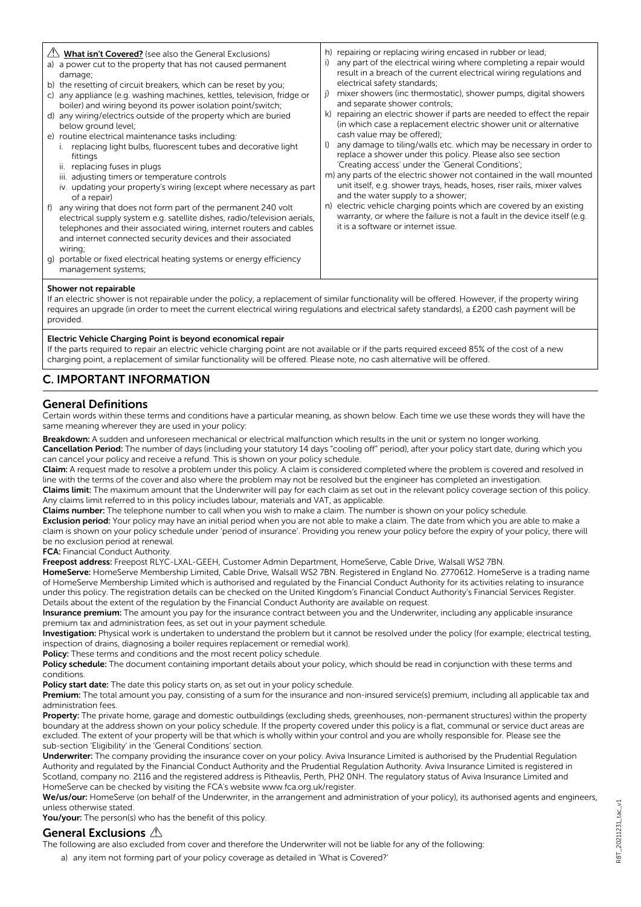⚠ **What isn't Covered?** (see also the General Exclusions)

a) a power cut to the property that has not caused permanent damage;
b) the resetting of circuit breakers, which can be reset by you;
c) any appliance (e.g. washing machines, kettles, television, fridge or boiler) and wiring beyond its power isolation point/switch;
d) any wiring/electrics outside of the property which are buried below ground level;
e) routine electrical maintenance tasks including:
   i. replacing light bulbs, fluorescent tubes and decorative light fittings
   ii. replacing fuses in plugs
   iii. adjusting timers or temperature controls
   iv. updating your property's wiring (except where necessary as part of a repair)
f) any wiring that does not form part of the permanent 240 volt electrical supply system e.g. satellite dishes, radio/television aerials, telephones and their associated wiring, internet routers and cables and internet connected security devices and their associated wiring;
g) portable or fixed electrical heating systems or energy efficiency management systems;
h) repairing or replacing wiring encased in rubber or lead;
i) any part of the electrical wiring where completing a repair would result in a breach of the current electrical wiring regulations and electrical safety standards;
j) mixer showers (inc thermostatic), shower pumps, digital showers and separate shower controls;
k) repairing an electric shower if parts are needed to effect the repair (in which case a replacement electric shower unit or alternative cash value may be offered);
l) any damage to tiling/walls etc. which may be necessary in order to replace a shower under this policy. Please also see section 'Creating access' under the 'General Conditions';
m) any parts of the electric shower not contained in the wall mounted unit itself, e.g. shower trays, heads, hoses, riser rails, mixer valves and the water supply to a shower;
n) electric vehicle charging points which are covered by an existing warranty, or where the failure is not a fault in the device itself (e.g. it is a software or internet issue.

**Shower not repairable**

If an electric shower is not repairable under the policy, a replacement of similar functionality will be offered. However, if the property wiring requires an upgrade (in order to meet the current electrical wiring regulations and electrical safety standards), a £200 cash payment will be provided.

**Electric Vehicle Charging Point is beyond economical repair**

If the parts required to repair an electric vehicle charging point are not available or if the parts required exceed 85% of the cost of a new charging point, a replacement of similar functionality will be offered. Please note, no cash alternative will be offered.

## C. IMPORTANT INFORMATION

### General Definitions

Certain words within these terms and conditions have a particular meaning, as shown below. Each time we use these words they will have the same meaning wherever they are used in your policy:

**Breakdown:** A sudden and unforeseen mechanical or electrical malfunction which results in the unit or system no longer working.

**Cancellation Period:** The number of days (including your statutory 14 days "cooling off" period), after your policy start date, during which you can cancel your policy and receive a refund. This is shown on your policy schedule.

**Claim:** A request made to resolve a problem under this policy. A claim is considered completed where the problem is covered and resolved in line with the terms of the cover and also where the problem may not be resolved but the engineer has completed an investigation.

**Claims limit:** The maximum amount that the Underwriter will pay for each claim as set out in the relevant policy coverage section of this policy. Any claims limit referred to in this policy includes labour, materials and VAT, as applicable.

**Claims number:** The telephone number to call when you wish to make a claim. The number is shown on your policy schedule.

**Exclusion period:** Your policy may have an initial period when you are not able to make a claim. The date from which you are able to make a claim is shown on your policy schedule under 'period of insurance'. Providing you renew your policy before the expiry of your policy, there will be no exclusion period at renewal.

**FCA:** Financial Conduct Authority.

**Freepost address:** Freepost RLYC-LXAL-GEEH, Customer Admin Department, HomeServe, Cable Drive, Walsall WS2 7BN.

**HomeServe:** HomeServe Membership Limited, Cable Drive, Walsall WS2 7BN. Registered in England No. 2770612. HomeServe is a trading name of HomeServe Membership Limited which is authorised and regulated by the Financial Conduct Authority for its activities relating to insurance under this policy. The registration details can be checked on the United Kingdom's Financial Conduct Authority's Financial Services Register. Details about the extent of the regulation by the Financial Conduct Authority are available on request.

**Insurance premium:** The amount you pay for the insurance contract between you and the Underwriter, including any applicable insurance premium tax and administration fees, as set out in your payment schedule.

**Investigation:** Physical work is undertaken to understand the problem but it cannot be resolved under the policy (for example; electrical testing, inspection of drains, diagnosing a boiler requires replacement or remedial work).

**Policy:** These terms and conditions and the most recent policy schedule.

**Policy schedule:** The document containing important details about your policy, which should be read in conjunction with these terms and conditions.

**Policy start date:** The date this policy starts on, as set out in your policy schedule.

**Premium:** The total amount you pay, consisting of a sum for the insurance and non-insured service(s) premium, including all applicable tax and administration fees.

**Property:** The private home, garage and domestic outbuildings (excluding sheds, greenhouses, non-permanent structures) within the property boundary at the address shown on your policy schedule. If the property covered under this policy is a flat, communal or service duct areas are excluded. The extent of your property will be that which is wholly within your control and you are wholly responsible for. Please see the sub-section 'Eligibility' in the 'General Conditions' section.

**Underwriter:** The company providing the insurance cover on your policy. Aviva Insurance Limited is authorised by the Prudential Regulation Authority and regulated by the Financial Conduct Authority and the Prudential Regulation Authority. Aviva Insurance Limited is registered in Scotland, company no. 2116 and the registered address is Pitheavlis, Perth, PH2 0NH. The regulatory status of Aviva Insurance Limited and HomeServe can be checked by visiting the FCA's website www.fca.org.uk/register.

**We/us/our:** HomeServe (on behalf of the Underwriter, in the arrangement and administration of your policy), its authorised agents and engineers, unless otherwise stated.

**You/your:** The person(s) who has the benefit of this policy.

### General Exclusions ⚠

The following are also excluded from cover and therefore the Underwriter will not be liable for any of the following:

a) any item not forming part of your policy coverage as detailed in 'What is Covered?'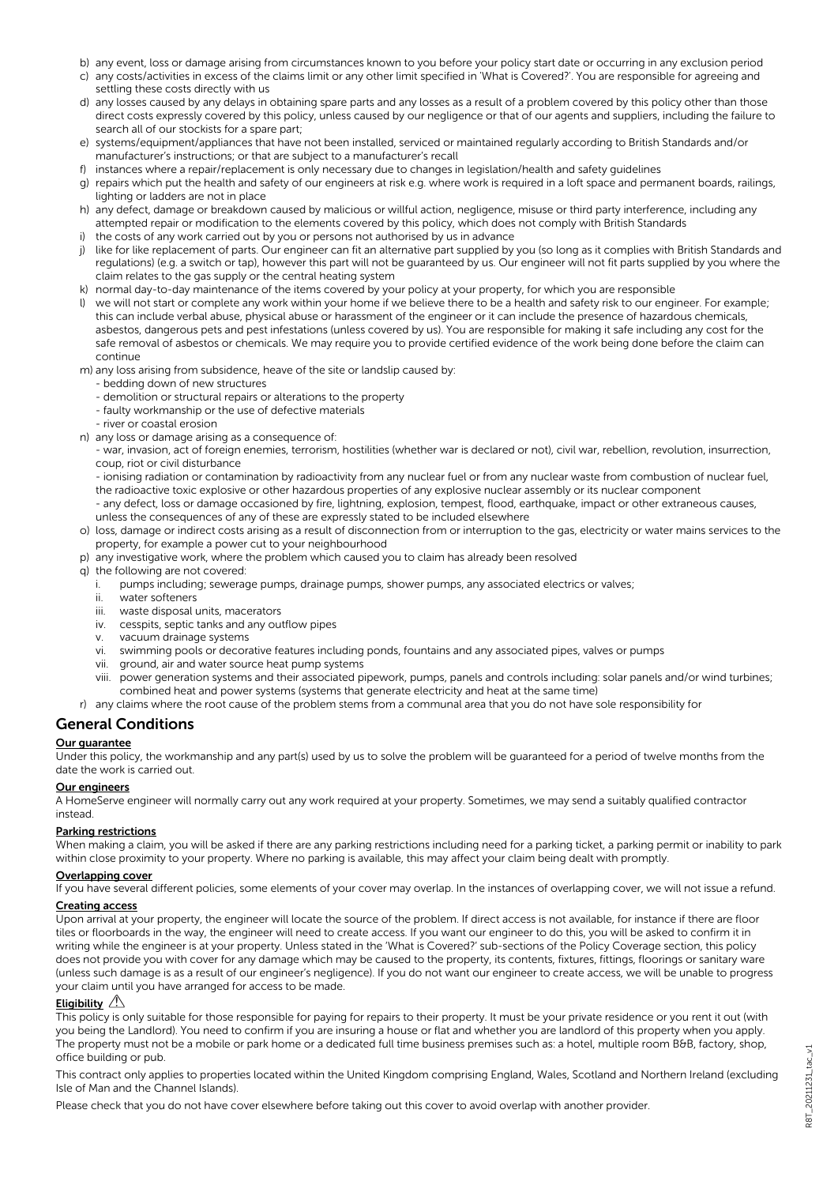b) any event, loss or damage arising from circumstances known to you before your policy start date or occurring in any exclusion period
c) any costs/activities in excess of the claims limit or any other limit specified in 'What is Covered?'. You are responsible for agreeing and settling these costs directly with us
d) any losses caused by any delays in obtaining spare parts and any losses as a result of a problem covered by this policy other than those direct costs expressly covered by this policy, unless caused by our negligence or that of our agents and suppliers, including the failure to search all of our stockists for a spare part;
e) systems/equipment/appliances that have not been installed, serviced or maintained regularly according to British Standards and/or manufacturer's instructions; or that are subject to a manufacturer's recall
f) instances where a repair/replacement is only necessary due to changes in legislation/health and safety guidelines
g) repairs which put the health and safety of our engineers at risk e.g. where work is required in a loft space and permanent boards, railings, lighting or ladders are not in place
h) any defect, damage or breakdown caused by malicious or willful action, negligence, misuse or third party interference, including any attempted repair or modification to the elements covered by this policy, which does not comply with British Standards
i) the costs of any work carried out by you or persons not authorised by us in advance
j) like for like replacement of parts. Our engineer can fit an alternative part supplied by you (so long as it complies with British Standards and regulations) (e.g. a switch or tap), however this part will not be guaranteed by us. Our engineer will not fit parts supplied by you where the claim relates to the gas supply or the central heating system
k) normal day-to-day maintenance of the items covered by your policy at your property, for which you are responsible
l) we will not start or complete any work within your home if we believe there to be a health and safety risk to our engineer. For example; this can include verbal abuse, physical abuse or harassment of the engineer or it can include the presence of hazardous chemicals, asbestos, dangerous pets and pest infestations (unless covered by us). You are responsible for making it safe including any cost for the safe removal of asbestos or chemicals. We may require you to provide certified evidence of the work being done before the claim can continue
m) any loss arising from subsidence, heave of the site or landslip caused by:
   - bedding down of new structures
   - demolition or structural repairs or alterations to the property
   - faulty workmanship or the use of defective materials
   - river or coastal erosion
n) any loss or damage arising as a consequence of:
   - war, invasion, act of foreign enemies, terrorism, hostilities (whether war is declared or not), civil war, rebellion, revolution, insurrection, coup, riot or civil disturbance
   - ionising radiation or contamination by radioactivity from any nuclear fuel or from any nuclear waste from combustion of nuclear fuel, the radioactive toxic explosive or other hazardous properties of any explosive nuclear assembly or its nuclear component
   - any defect, loss or damage occasioned by fire, lightning, explosion, tempest, flood, earthquake, impact or other extraneous causes, unless the consequences of any of these are expressly stated to be included elsewhere
o) loss, damage or indirect costs arising as a result of disconnection from or interruption to the gas, electricity or water mains services to the property, for example a power cut to your neighbourhood
p) any investigative work, where the problem which caused you to claim has already been resolved
q) the following are not covered:
   i. pumps including; sewerage pumps, drainage pumps, shower pumps, any associated electrics or valves;
   ii. water softeners
   iii. waste disposal units, macerators
   iv. cesspits, septic tanks and any outflow pipes
   v. vacuum drainage systems
   vi. swimming pools or decorative features including ponds, fountains and any associated pipes, valves or pumps
   vii. ground, air and water source heat pump systems
   viii. power generation systems and their associated pipework, pumps, panels and controls including: solar panels and/or wind turbines; combined heat and power systems (systems that generate electricity and heat at the same time)
r) any claims where the root cause of the problem stems from a communal area that you do not have sole responsibility for

## General Conditions

**Our guarantee**

Under this policy, the workmanship and any part(s) used by us to solve the problem will be guaranteed for a period of twelve months from the date the work is carried out.

**Our engineers**

A HomeServe engineer will normally carry out any work required at your property. Sometimes, we may send a suitably qualified contractor instead.

**Parking restrictions**

When making a claim, you will be asked if there are any parking restrictions including need for a parking ticket, a parking permit or inability to park within close proximity to your property. Where no parking is available, this may affect your claim being dealt with promptly.

**Overlapping cover**

If you have several different policies, some elements of your cover may overlap. In the instances of overlapping cover, we will not issue a refund.

**Creating access**

Upon arrival at your property, the engineer will locate the source of the problem. If direct access is not available, for instance if there are floor tiles or floorboards in the way, the engineer will need to create access. If you want our engineer to do this, you will be asked to confirm it in writing while the engineer is at your property. Unless stated in the 'What is Covered?' sub-sections of the Policy Coverage section, this policy does not provide you with cover for any damage which may be caused to the property, its contents, fixtures, fittings, floorings or sanitary ware (unless such damage is as a result of our engineer's negligence). If you do not want our engineer to create access, we will be unable to progress your claim until you have arranged for access to be made.

**Eligibility** ⚠

This policy is only suitable for those responsible for paying for repairs to their property. It must be your private residence or you rent it out (with you being the Landlord). You need to confirm if you are insuring a house or flat and whether you are landlord of this property when you apply. The property must not be a mobile or park home or a dedicated full time business premises such as: a hotel, multiple room B&B, factory, shop, office building or pub.

This contract only applies to properties located within the United Kingdom comprising England, Wales, Scotland and Northern Ireland (excluding Isle of Man and the Channel Islands).

Please check that you do not have cover elsewhere before taking out this cover to avoid overlap with another provider.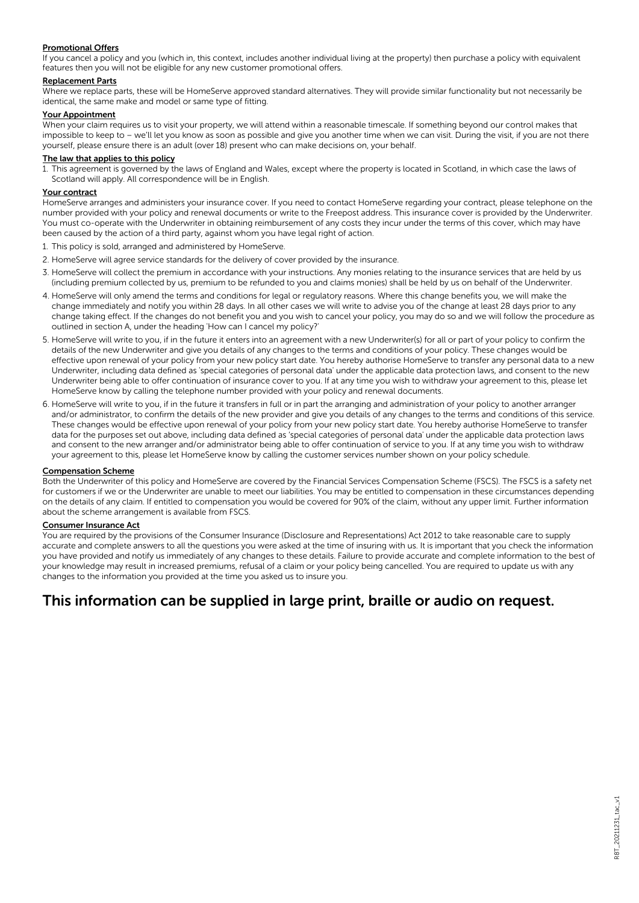**Promotional Offers**

If you cancel a policy and you (which in, this context, includes another individual living at the property) then purchase a policy with equivalent features then you will not be eligible for any new customer promotional offers.

**Replacement Parts**

Where we replace parts, these will be HomeServe approved standard alternatives. They will provide similar functionality but not necessarily be identical, the same make and model or same type of fitting.

**Your Appointment**

When your claim requires us to visit your property, we will attend within a reasonable timescale. If something beyond our control makes that impossible to keep to – we'll let you know as soon as possible and give you another time when we can visit. During the visit, if you are not there yourself, please ensure there is an adult (over 18) present who can make decisions on, your behalf.

**The law that applies to this policy**

1. This agreement is governed by the laws of England and Wales, except where the property is located in Scotland, in which case the laws of Scotland will apply. All correspondence will be in English.

**Your contract**

HomeServe arranges and administers your insurance cover. If you need to contact HomeServe regarding your contract, please telephone on the number provided with your policy and renewal documents or write to the Freepost address. This insurance cover is provided by the Underwriter. You must co-operate with the Underwriter in obtaining reimbursement of any costs they incur under the terms of this cover, which may have been caused by the action of a third party, against whom you have legal right of action.

1. This policy is sold, arranged and administered by HomeServe.
2. HomeServe will agree service standards for the delivery of cover provided by the insurance.
3. HomeServe will collect the premium in accordance with your instructions. Any monies relating to the insurance services that are held by us (including premium collected by us, premium to be refunded to you and claims monies) shall be held by us on behalf of the Underwriter.
4. HomeServe will only amend the terms and conditions for legal or regulatory reasons. Where this change benefits you, we will make the change immediately and notify you within 28 days. In all other cases we will write to advise you of the change at least 28 days prior to any change taking effect. If the changes do not benefit you and you wish to cancel your policy, you may do so and we will follow the procedure as outlined in section A, under the heading 'How can I cancel my policy?'
5. HomeServe will write to you, if in the future it enters into an agreement with a new Underwriter(s) for all or part of your policy to confirm the details of the new Underwriter and give you details of any changes to the terms and conditions of your policy. These changes would be effective upon renewal of your policy from your new policy start date. You hereby authorise HomeServe to transfer any personal data to a new Underwriter, including data defined as 'special categories of personal data' under the applicable data protection laws, and consent to the new Underwriter being able to offer continuation of insurance cover to you. If at any time you wish to withdraw your agreement to this, please let HomeServe know by calling the telephone number provided with your policy and renewal documents.
6. HomeServe will write to you, if in the future it transfers in full or in part the arranging and administration of your policy to another arranger and/or administrator, to confirm the details of the new provider and give you details of any changes to the terms and conditions of this service. These changes would be effective upon renewal of your policy from your new policy start date. You hereby authorise HomeServe to transfer data for the purposes set out above, including data defined as 'special categories of personal data' under the applicable data protection laws and consent to the new arranger and/or administrator being able to offer continuation of service to you. If at any time you wish to withdraw your agreement to this, please let HomeServe know by calling the customer services number shown on your policy schedule.

**Compensation Scheme**

Both the Underwriter of this policy and HomeServe are covered by the Financial Services Compensation Scheme (FSCS). The FSCS is a safety net for customers if we or the Underwriter are unable to meet our liabilities. You may be entitled to compensation in these circumstances depending on the details of any claim. If entitled to compensation you would be covered for 90% of the claim, without any upper limit. Further information about the scheme arrangement is available from FSCS.

**Consumer Insurance Act**

You are required by the provisions of the Consumer Insurance (Disclosure and Representations) Act 2012 to take reasonable care to supply accurate and complete answers to all the questions you were asked at the time of insuring with us. It is important that you check the information you have provided and notify us immediately of any changes to these details. Failure to provide accurate and complete information to the best of your knowledge may result in increased premiums, refusal of a claim or your policy being cancelled. You are required to update us with any changes to the information you provided at the time you asked us to insure you.

## This information can be supplied in large print, braille or audio on request.

R8T_20211231_tac_v1